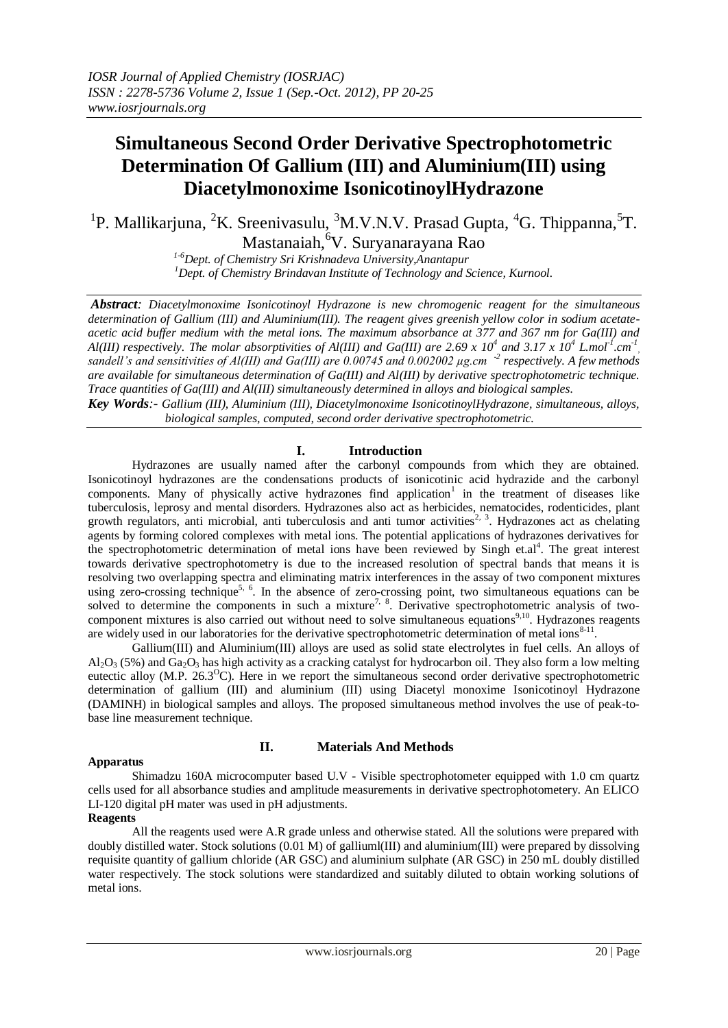# Simultaneous Second Order Derivative Spectrophotometric Determination Of Gallium (III) and Aluminium(III) using Diacetylmonoxime IsonicotinoylHydrazone

[1]P. Mallikarjuna, [2]K. Sreenivasulu, [3]M.V.N.V. Prasad Gupta, [4]G. Thippanna,[5]T. Mastanaiah,[6]V. Suryanarayana Rao

*[1-6]Dept. of Chemistry Sri Krishnadeva University,Anantapur*
*[1]Dept. of Chemistry Brindavan Institute of Technology and Science, Kurnool.*

***Abstract**: Diacetylmonoxime Isonicotinoyl Hydrazone is new chromogenic reagent for the simultaneous determination of Gallium (III) and Aluminium(III). The reagent gives greenish yellow color in sodium acetate-acetic acid buffer medium with the metal ions. The maximum absorbance at 377 and 367 nm for Ga(III) and Al(III) respectively. The molar absorptivities of Al(III) and Ga(III) are $2.69 \times 10^4$ and $3.17 \times 10^4$ $L.mol^{-1}.cm^{-1}$, sandell's and sensitivities of Al(III) and Ga(III) are 0.00745 and 0.002002 $\mu g.cm^{-2}$ respectively. A few methods are available for simultaneous determination of Ga(III) and Al(III) by derivative spectrophotometric technique. Trace quantities of Ga(III) and Al(III) simultaneously determined in alloys and biological samples.*

***Key Words**:- Gallium (III), Aluminium (III), Diacetylmonoxime IsonicotinoylHydrazone, simultaneous, alloys, biological samples, computed, second order derivative spectrophotometric.*

## I. Introduction

Hydrazones are usually named after the carbonyl compounds from which they are obtained. Isonicotinoyl hydrazones are the condensations products of isonicotinic acid hydrazide and the carbonyl components. Many of physically active hydrazones find application[1] in the treatment of diseases like tuberculosis, leprosy and mental disorders. Hydrazones also act as herbicides, nematocides, rodenticides, plant growth regulators, anti microbial, anti tuberculosis and anti tumor activities[2, 3]. Hydrazones act as chelating agents by forming colored complexes with metal ions. The potential applications of hydrazones derivatives for the spectrophotometric determination of metal ions have been reviewed by Singh et.al[4]. The great interest towards derivative spectrophotometry is due to the increased resolution of spectral bands that means it is resolving two overlapping spectra and eliminating matrix interferences in the assay of two component mixtures using zero-crossing technique[5, 6]. In the absence of zero-crossing point, two simultaneous equations can be solved to determine the components in such a mixture[7, 8]. Derivative spectrophotometric analysis of two-component mixtures is also carried out without need to solve simultaneous equations[9,10]. Hydrazones reagents are widely used in our laboratories for the derivative spectrophotometric determination of metal ions[8-11].

Gallium(III) and Aluminium(III) alloys are used as solid state electrolytes in fuel cells. An alloys of $Al_2O_3$ (5%) and $Ga_2O_3$ has high activity as a cracking catalyst for hydrocarbon oil. They also form a low melting eutectic alloy (M.P. 26.3$^{O}$C). Here in we report the simultaneous second order derivative spectrophotometric determination of gallium (III) and aluminium (III) using Diacetyl monoxime Isonicotinoyl Hydrazone (DAMINH) in biological samples and alloys. The proposed simultaneous method involves the use of peak-to-base line measurement technique.

## II. Materials And Methods

### Apparatus

Shimadzu 160A microcomputer based U.V - Visible spectrophotometer equipped with 1.0 cm quartz cells used for all absorbance studies and amplitude measurements in derivative spectrophotometery. An ELICO LI-120 digital pH mater was used in pH adjustments.

### Reagents

All the reagents used were A.R grade unless and otherwise stated. All the solutions were prepared with doubly distilled water. Stock solutions (0.01 M) of galliuml(III) and aluminium(III) were prepared by dissolving requisite quantity of gallium chloride (AR GSC) and aluminium sulphate (AR GSC) in 250 mL doubly distilled water respectively. The stock solutions were standardized and suitably diluted to obtain working solutions of metal ions.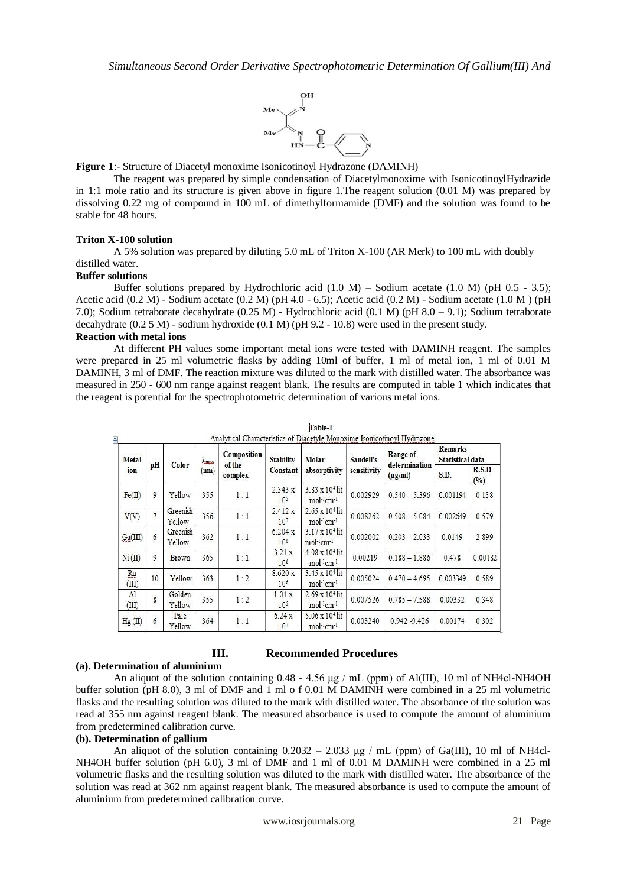**Figure 1**:- Structure of Diacetyl monoxime Isonicotinoyl Hydrazone (DAMINH)

The reagent was prepared by simple condensation of Diacetylmonoxime with IsonicotinoylHydrazide in 1:1 mole ratio and its structure is given above in figure 1.The reagent solution (0.01 M) was prepared by dissolving 0.22 mg of compound in 100 mL of dimethylformamide (DMF) and the solution was found to be stable for 48 hours.

**Triton X-100 solution**

A 5% solution was prepared by diluting 5.0 mL of Triton X-100 (AR Merk) to 100 mL with doubly distilled water.

**Buffer solutions**

Buffer solutions prepared by Hydrochloric acid (1.0 M) – Sodium acetate (1.0 M) (pH 0.5 - 3.5); Acetic acid (0.2 M) - Sodium acetate (0.2 M) (pH 4.0 - 6.5); Acetic acid (0.2 M) - Sodium acetate (1.0 M ) (pH 7.0); Sodium tetraborate decahydrate (0.25 M) - Hydrochloric acid (0.1 M) (pH 8.0 – 9.1); Sodium tetraborate decahydrate (0.2 5 M) - sodium hydroxide (0.1 M) (pH 9.2 - 10.8) were used in the present study.

**Reaction with metal ions**

At different PH values some important metal ions were tested with DAMINH reagent. The samples were prepared in 25 ml volumetric flasks by adding 10ml of buffer, 1 ml of metal ion, 1 ml of 0.01 M DAMINH, 3 ml of DMF. The reaction mixture was diluted to the mark with distilled water. The absorbance was measured in 250 - 600 nm range against reagent blank. The results are computed in table 1 which indicates that the reagent is potential for the spectrophotometric determination of various metal ions.

**Table-1**: Analytical Characteristics of Diacetyle Monoxime Isonicotinoyl Hydrazone

| Metal ion | pH | Color | $\lambda_{max}$ (nm) | Composition of the complex | Stability Constant | Molar absorptivity | Sandell's sensitivity | Range of determination (μg/ml) | Remarks Statistical data | |
|---|---|---|---|---|---|---|---|---|---|---|
| | | | | | | | | | S.D. | R.S.D (%) |
| Fe(II) | 9 | Yellow | 355 | 1 : 1 | $2.343 \times 10^5$ | $3.83 \times 10^4$ lit mol$^{-1}$cm$^{-1}$ | 0.002929 | 0.540 – 5.396 | 0.001194 | 0.138 |
| V(V) | 7 | Greenish Yellow | 356 | 1 : 1 | $2.412 \times 10^7$ | $2.65 \times 10^4$ lit mol$^{-1}$cm$^{-1}$ | 0.008262 | 0.508 – 5.084 | 0.002649 | 0.579 |
| Ga(III) | 6 | Greenish Yellow | 362 | 1 : 1 | $6.204 \times 10^6$ | $3.17 \times 10^4$ lit mol$^{-1}$cm$^{-1}$ | 0.002002 | 0.203 – 2.033 | 0.0149 | 2.899 |
| Ni (II) | 9 | Brown | 365 | 1 : 1 | $3.21 \times 10^6$ | $4.08 \times 10^4$ lit mol$^{-1}$cm$^{-1}$ | 0.00219 | 0.188 – 1.886 | 0.478 | 0.00182 |
| Ru (III) | 10 | Yellow | 363 | 1 : 2 | $8.620 \times 10^6$ | $3.45 \times 10^4$ lit mol$^{-1}$cm$^{-1}$ | 0.005024 | 0.470 – 4.695 | 0.003349 | 0.589 |
| Al (III) | 8 | Golden Yellow | 355 | 1 : 2 | $1.01 \times 10^5$ | $2.69 \times 10^4$ lit mol$^{-1}$cm$^{-1}$ | 0.007526 | 0.785 – 7.588 | 0.00332 | 0.348 |
| Hg (II) | 6 | Pale Yellow | 364 | 1 : 1 | $6.24 \times 10^7$ | $5.06 \times 10^4$ lit mol$^{-1}$cm$^{-1}$ | 0.003240 | 0.942 -9.426 | 0.00174 | 0.302 |

## III. Recommended Procedures

**(a). Determination of aluminium**

An aliquot of the solution containing 0.48 - 4.56 μg / mL (ppm) of Al(III), 10 ml of NH4cl-NH4OH buffer solution (pH 8.0), 3 ml of DMF and 1 ml o f 0.01 M DAMINH were combined in a 25 ml volumetric flasks and the resulting solution was diluted to the mark with distilled water. The absorbance of the solution was read at 355 nm against reagent blank. The measured absorbance is used to compute the amount of aluminium from predetermined calibration curve.

**(b). Determination of gallium**

An aliquot of the solution containing 0.2032 – 2.033 μg / mL (ppm) of Ga(III), 10 ml of NH4cl-NH4OH buffer solution (pH 6.0), 3 ml of DMF and 1 ml of 0.01 M DAMINH were combined in a 25 ml volumetric flasks and the resulting solution was diluted to the mark with distilled water. The absorbance of the solution was read at 362 nm against reagent blank. The measured absorbance is used to compute the amount of aluminium from predetermined calibration curve.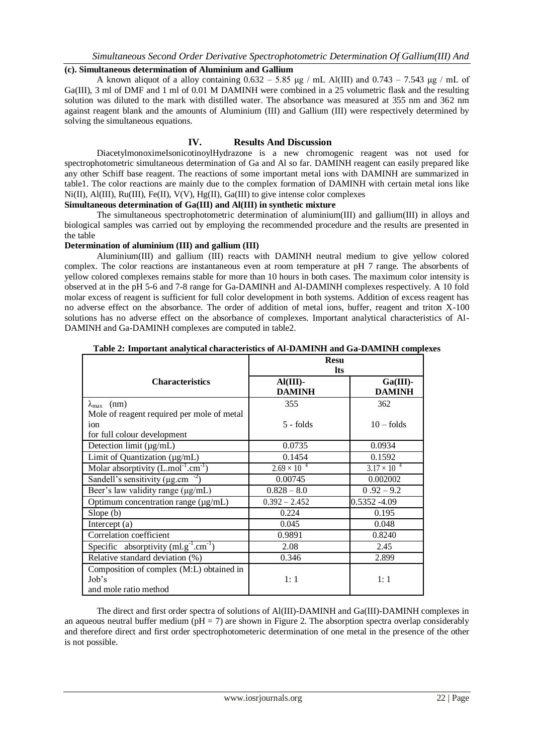**(c). Simultaneous determination of Aluminium and Gallium**

A known aliquot of a alloy containing 0.632 – 5.85 µg / mL Al(III) and 0.743 – 7.543 µg / mL of Ga(III), 3 ml of DMF and 1 ml of 0.01 M DAMINH were combined in a 25 volumetric flask and the resulting solution was diluted to the mark with distilled water. The absorbance was measured at 355 nm and 362 nm against reagent blank and the amounts of Aluminium (III) and Gallium (III) were respectively determined by solving the simultaneous equations.

## IV. Results And Discussion

DiacetylmonoximeIsonicotinoylHydrazone is a new chromogenic reagent was not used for spectrophotometric simultaneous determination of Ga and Al so far. DAMINH reagent can easily prepared like any other Schiff base reagent. The reactions of some important metal ions with DAMINH are summarized in table1. The color reactions are mainly due to the complex formation of DAMINH with certain metal ions like Ni(II), Al(III), Ru(III), Fe(II), V(V), Hg(II), Ga(III) to give intense color complexes

**Simultaneous determination of Ga(III) and Al(III) in synthetic mixture**

The simultaneous spectrophotometric determination of aluminium(III) and gallium(III) in alloys and biological samples was carried out by employing the recommended procedure and the results are presented in the table

**Determination of aluminium (III) and gallium (III)**

Aluminium(III) and gallium (III) reacts with DAMINH neutral medium to give yellow colored complex. The color reactions are instantaneous even at room temperature at pH 7 range. The absorbents of yellow colored complexes remains stable for more than 10 hours in both cases. The maximum color intensity is observed at in the pH 5-6 and 7-8 range for Ga-DAMINH and Al-DAMINH complexes respectively. A 10 fold molar excess of reagent is sufficient for full color development in both systems. Addition of excess reagent has no adverse effect on the absorbance. The order of addition of metal ions, buffer, reagent and triton X-100 solutions has no adverse effect on the absorbance of complexes. Important analytical characteristics of Al-DAMINH and Ga-DAMINH complexes are computed in table2.

**Table 2: Important analytical characteristics of Al-DAMINH and Ga-DAMINH complexes**

| Characteristics | Results | |
|---|---|---|
| | **Al(III)-DAMINH** | **Ga(III)-DAMINH** |
| $\lambda_{max}$ (nm) | 355 | 362 |
| Mole of reagent required per mole of metal ion for full colour development | 5 - folds | 10 – folds |
| Detection limit (µg/mL) | 0.0735 | 0.0934 |
| Limit of Quantization (µg/mL) | 0.1454 | 0.1592 |
| Molar absorptivity ($L.mol^{-1}.cm^{-1}$) | $2.69 \times 10^{4}$ | $3.17 \times 10^{4}$ |
| Sandell's sensitivity ($\mu g.cm^{-2}$) | 0.00745 | 0.002002 |
| Beer's law validity range (µg/mL) | 0.828 – 8.0 | 0 .92 – 9.2 |
| Optimum concentration range (µg/mL) | 0.392 – 2.452 | 0.5352 -4.09 |
| Slope (b) | 0.224 | 0.195 |
| Intercept (a) | 0.045 | 0.048 |
| Correlation coefficient | 0.9891 | 0.8240 |
| Specific absorptivity ($ml.g^{-1}.cm^{-1}$) | 2.08 | 2.45 |
| Relative standard deviation (%) | 0.346 | 2.899 |
| Composition of complex (M:L) obtained in Job's and mole ratio method | 1: 1 | 1: 1 |

The direct and first order spectra of solutions of Al(III)-DAMINH and Ga(III)-DAMINH complexes in an aqueous neutral buffer medium (pH = 7) are shown in Figure 2. The absorption spectra overlap considerably and therefore direct and first order spectrophotometeric determination of one metal in the presence of the other is not possible.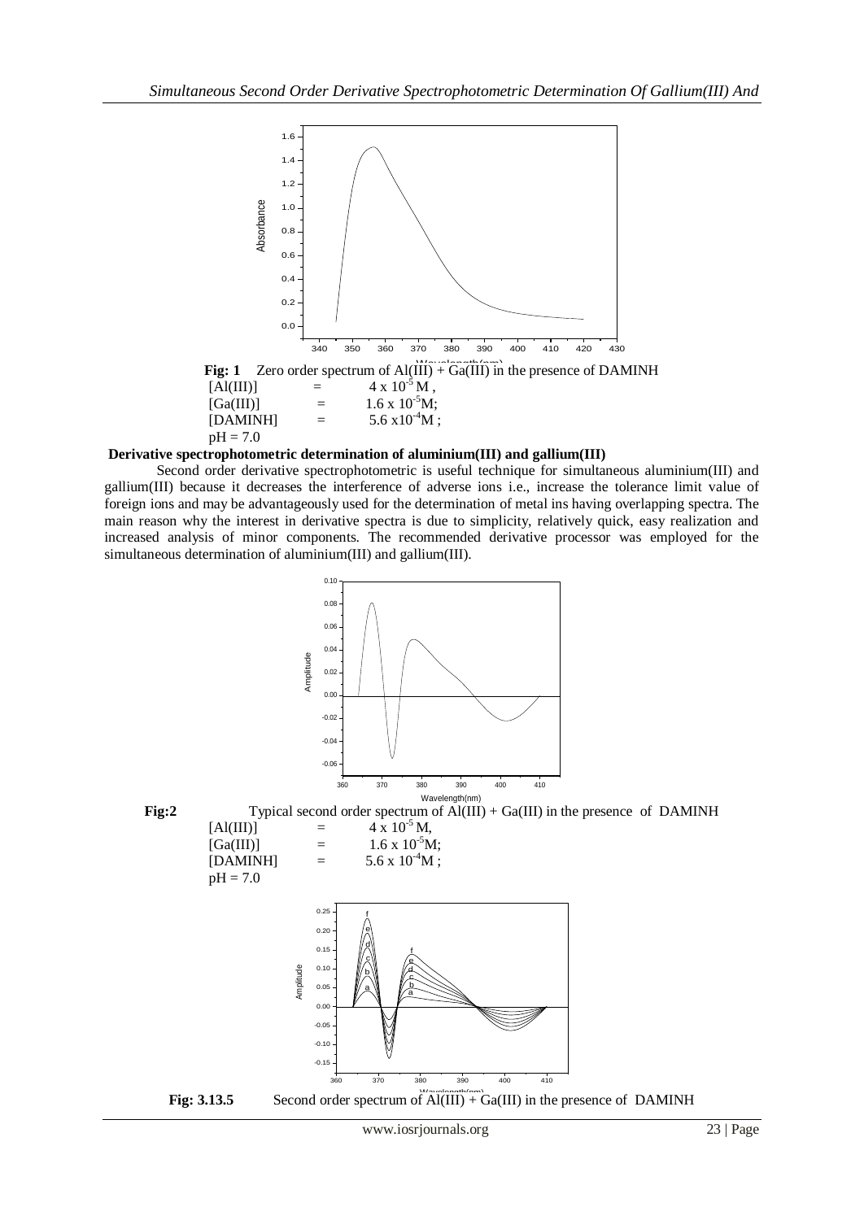**Fig: 1** Zero order spectrum of Al(III) + Ga(III) in the presence of DAMINH

[Al(III)] = $4 \times 10^{-5}$ M,
[Ga(III)] = $1.6 \times 10^{-5}$M;
[DAMINH] = $5.6 \times 10^{-4}$M ;
pH = 7.0

**Derivative spectrophotometric determination of aluminium(III) and gallium(III)**

Second order derivative spectrophotometric is useful technique for simultaneous aluminium(III) and gallium(III) because it decreases the interference of adverse ions i.e., increase the tolerance limit value of foreign ions and may be advantageously used for the determination of metal ins having overlapping spectra. The main reason why the interest in derivative spectra is due to simplicity, relatively quick, easy realization and increased analysis of minor components. The recommended derivative processor was employed for the simultaneous determination of aluminium(III) and gallium(III).

**Fig:2** Typical second order spectrum of Al(III) + Ga(III) in the presence of DAMINH

[Al(III)] = $4 \times 10^{-5}$ M,
[Ga(III)] = $1.6 \times 10^{-5}$M;
[DAMINH] = $5.6 \times 10^{-4}$M ;
pH = 7.0

**Fig: 3.13.5** Second order spectrum of Al(III) + Ga(III) in the presence of DAMINH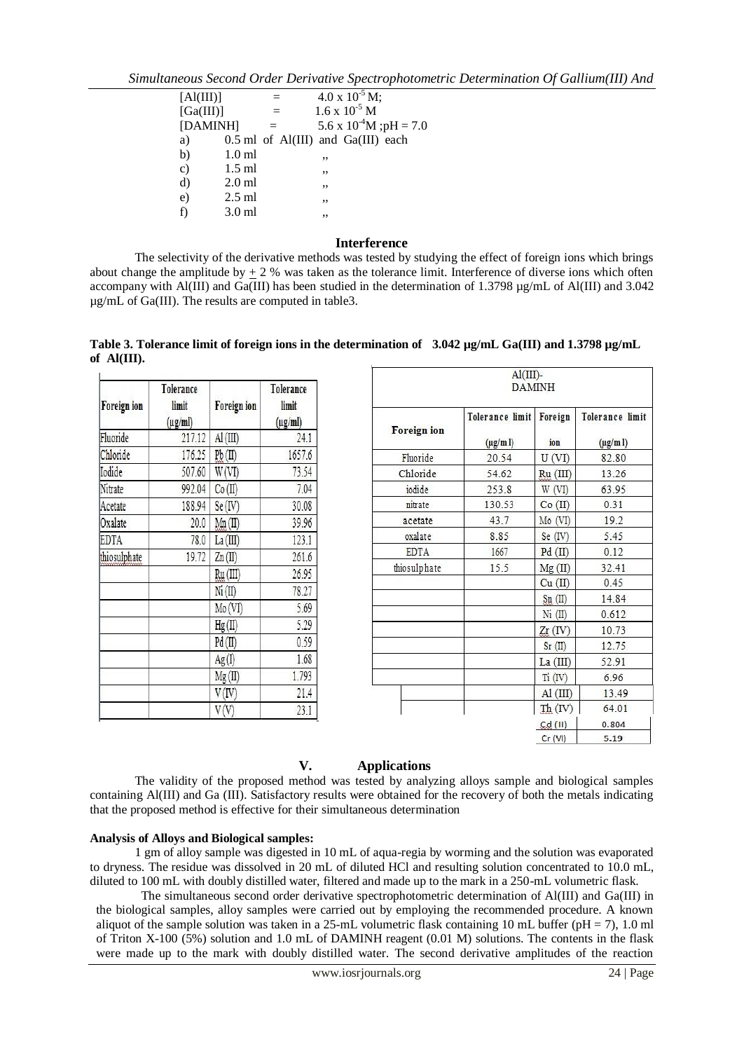[Al(III)] = $4.0 \times 10^{-5}$ M;
[Ga(III)] = $1.6 \times 10^{-5}$ M
[DAMINH] = $5.6 \times 10^{-4}$M ;pH = 7.0

a) 0.5 ml of Al(III) and Ga(III) each
b) 1.0 ml ,,
c) 1.5 ml ,,
d) 2.0 ml ,,
e) 2.5 ml ,,
f) 3.0 ml ,,

### Interference

The selectivity of the derivative methods was tested by studying the effect of foreign ions which brings about change the amplitude by ± 2 % was taken as the tolerance limit. Interference of diverse ions which often accompany with Al(III) and Ga(III) has been studied in the determination of 1.3798 µg/mL of Al(III) and 3.042 µg/mL of Ga(III). The results are computed in table3.

**Table 3. Tolerance limit of foreign ions in the determination of 3.042 µg/mL Ga(III) and 1.3798 µg/mL of Al(III).**

| Foreign ion | Tolerance limit (µg/ml) | Foreign ion | Tolerance limit (µg/ml) |
|---|---|---|---|
| Fluoride | 217.12 | Al (III) | 24.1 |
| Chloride | 176.25 | Pb (II) | 1657.6 |
| Iodide | 507.60 | W (VI) | 73.54 |
| Nitrate | 992.04 | Co (II) | 7.04 |
| Acetate | 188.94 | Se (IV) | 30.08 |
| Oxalate | 20.0 | Mn (II) | 39.96 |
| EDTA | 78.0 | La (III) | 123.1 |
| thiosulphate | 19.72 | Zn (II) | 261.6 |
| | | Ru (III) | 26.95 |
| | | Ni (II) | 78.27 |
| | | Mo (VI) | 5.69 |
| | | Hg (II) | 5.29 |
| | | Pd (II) | 0.59 |
| | | Ag (I) | 1.68 |
| | | Mg (II) | 1.793 |
| | | V (IV) | 21.4 |
| | | V (V) | 23.1 |

| Al(III)-DAMINH | | | |
|---|---|---|---|
| Foreign ion | Tolerance limit (µg/ml) | Foreign ion | Tolerance limit (µg/ml) |
| Fluoride | 20.54 | U (VI) | 82.80 |
| Chloride | 54.62 | Ru (III) | 13.26 |
| iodide | 253.8 | W (VI) | 63.95 |
| nitrate | 130.53 | Co (II) | 0.31 |
| acetate | 43.7 | Mo (VI) | 19.2 |
| oxalate | 8.85 | Se (IV) | 5.45 |
| EDTA | 1667 | Pd (II) | 0.12 |
| thiosulphate | 15.5 | Mg (II) | 32.41 |
| | | Cu (II) | 0.45 |
| | | Sn (II) | 14.84 |
| | | Ni (II) | 0.612 |
| | | Zr (IV) | 10.73 |
| | | Sr (II) | 12.75 |
| | | La (III) | 52.91 |
| | | Ti (IV) | 6.96 |
| | | Al (III) | 13.49 |
| | | Th (IV) | 64.01 |
| | | Cd (II) | 0.804 |
| | | Cr (VI) | 5.19 |

## V. Applications

The validity of the proposed method was tested by analyzing alloys sample and biological samples containing Al(III) and Ga (III). Satisfactory results were obtained for the recovery of both the metals indicating that the proposed method is effective for their simultaneous determination

**Analysis of Alloys and Biological samples:**

1 gm of alloy sample was digested in 10 mL of aqua-regia by worming and the solution was evaporated to dryness. The residue was dissolved in 20 mL of diluted HCl and resulting solution concentrated to 10.0 mL, diluted to 100 mL with doubly distilled water, filtered and made up to the mark in a 250-mL volumetric flask.

The simultaneous second order derivative spectrophotometric determination of Al(III) and Ga(III) in the biological samples, alloy samples were carried out by employing the recommended procedure. A known aliquot of the sample solution was taken in a 25-mL volumetric flask containing 10 mL buffer (pH = 7), 1.0 ml of Triton X-100 (5%) solution and 1.0 mL of DAMINH reagent (0.01 M) solutions. The contents in the flask were made up to the mark with doubly distilled water. The second derivative amplitudes of the reaction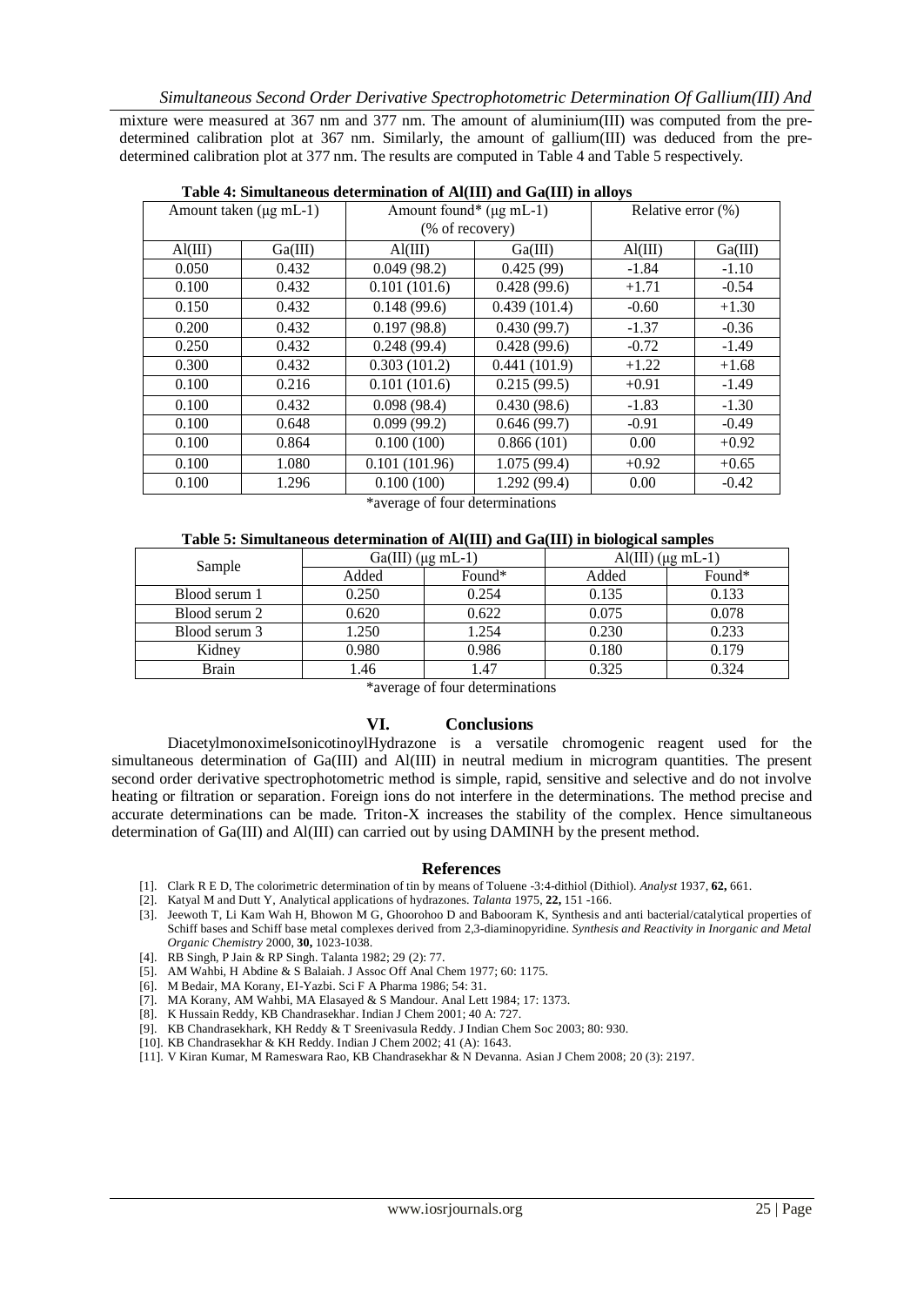mixture were measured at 367 nm and 377 nm. The amount of aluminium(III) was computed from the pre-determined calibration plot at 367 nm. Similarly, the amount of gallium(III) was deduced from the pre-determined calibration plot at 377 nm. The results are computed in Table 4 and Table 5 respectively.

**Table 4: Simultaneous determination of Al(III) and Ga(III) in alloys**

| Amount taken (μg mL-1) | | Amount found* (μg mL-1) (% of recovery) | | Relative error (%) | |
|---|---|---|---|---|---|
| Al(III) | Ga(III) | Al(III) | Ga(III) | Al(III) | Ga(III) |
| 0.050 | 0.432 | 0.049 (98.2) | 0.425 (99) | -1.84 | -1.10 |
| 0.100 | 0.432 | 0.101 (101.6) | 0.428 (99.6) | +1.71 | -0.54 |
| 0.150 | 0.432 | 0.148 (99.6) | 0.439 (101.4) | -0.60 | +1.30 |
| 0.200 | 0.432 | 0.197 (98.8) | 0.430 (99.7) | -1.37 | -0.36 |
| 0.250 | 0.432 | 0.248 (99.4) | 0.428 (99.6) | -0.72 | -1.49 |
| 0.300 | 0.432 | 0.303 (101.2) | 0.441 (101.9) | +1.22 | +1.68 |
| 0.100 | 0.216 | 0.101 (101.6) | 0.215 (99.5) | +0.91 | -1.49 |
| 0.100 | 0.432 | 0.098 (98.4) | 0.430 (98.6) | -1.83 | -1.30 |
| 0.100 | 0.648 | 0.099 (99.2) | 0.646 (99.7) | -0.91 | -0.49 |
| 0.100 | 0.864 | 0.100 (100) | 0.866 (101) | 0.00 | +0.92 |
| 0.100 | 1.080 | 0.101 (101.96) | 1.075 (99.4) | +0.92 | +0.65 |
| 0.100 | 1.296 | 0.100 (100) | 1.292 (99.4) | 0.00 | -0.42 |

*average of four determinations

**Table 5: Simultaneous determination of Al(III) and Ga(III) in biological samples**

| Sample | Ga(III) (μg mL-1) | | Al(III) (μg mL-1) | |
|---|---|---|---|---|
| | Added | Found* | Added | Found* |
| Blood serum 1 | 0.250 | 0.254 | 0.135 | 0.133 |
| Blood serum 2 | 0.620 | 0.622 | 0.075 | 0.078 |
| Blood serum 3 | 1.250 | 1.254 | 0.230 | 0.233 |
| Kidney | 0.980 | 0.986 | 0.180 | 0.179 |
| Brain | 1.46 | 1.47 | 0.325 | 0.324 |

*average of four determinations

## VI. Conclusions

DiacetylmonoximeIsonicotinoylHydrazone is a versatile chromogenic reagent used for the simultaneous determination of Ga(III) and Al(III) in neutral medium in microgram quantities. The present second order derivative spectrophotometric method is simple, rapid, sensitive and selective and do not involve heating or filtration or separation. Foreign ions do not interfere in the determinations. The method precise and accurate determinations can be made. Triton-X increases the stability of the complex. Hence simultaneous determination of Ga(III) and Al(III) can carried out by using DAMINH by the present method.

## References

[1]. Clark R E D, The colorimetric determination of tin by means of Toluene -3:4-dithiol (Dithiol). *Analyst* 1937, **62,** 661.
[2]. Katyal M and Dutt Y, Analytical applications of hydrazones. *Talanta* 1975, **22,** 151 -166.
[3]. Jeewoth T, Li Kam Wah H, Bhowon M G, Ghoorohoo D and Babooram K, Synthesis and anti bacterial/catalytical properties of Schiff bases and Schiff base metal complexes derived from 2,3-diaminopyridine. *Synthesis and Reactivity in Inorganic and Metal Organic Chemistry* 2000, **30,** 1023-1038.
[4]. RB Singh, P Jain & RP Singh. Talanta 1982; 29 (2): 77.
[5]. AM Wahbi, H Abdine & S Balaiah. J Assoc Off Anal Chem 1977; 60: 1175.
[6]. M Bedair, MA Korany, EI-Yazbi. Sci F A Pharma 1986; 54: 31.
[7]. MA Korany, AM Wahbi, MA Elasayed & S Mandour. Anal Lett 1984; 17: 1373.
[8]. K Hussain Reddy, KB Chandrasekhar. Indian J Chem 2001; 40 A: 727.
[9]. KB Chandrasekhark, KH Reddy & T Sreenivasula Reddy. J Indian Chem Soc 2003; 80: 930.
[10]. KB Chandrasekhar & KH Reddy. Indian J Chem 2002; 41 (A): 1643.
[11]. V Kiran Kumar, M Rameswara Rao, KB Chandrasekhar & N Devanna. Asian J Chem 2008; 20 (3): 2197.